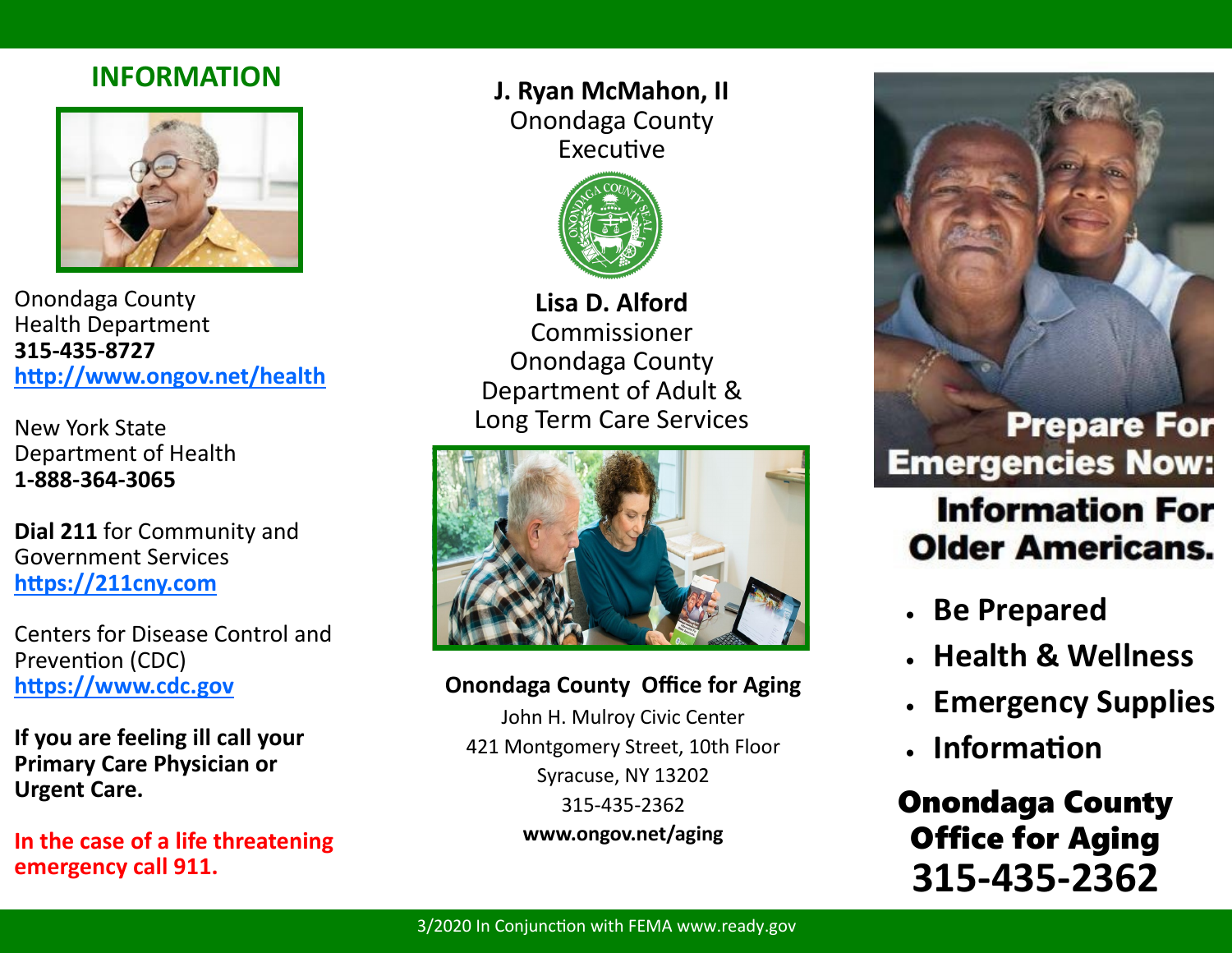## INFORMATION

Onondaga County
Health Department
**315-435-8727**
[http://www.ongov.net/health](http://www.ongov.net/health)

New York State
Department of Health
**1-888-364-3065**

**Dial 211** for Community and Government Services
[https://211cny.com](https://211cny.com)

Centers for Disease Control and Prevention (CDC)
[https://www.cdc.gov](https://www.cdc.gov)

**If you are feeling ill call your Primary Care Physician or Urgent Care.**

**In the case of a life threatening emergency call 911.**

**J. Ryan McMahon, II**
Onondaga County
Executive

**Lisa D. Alford**
Commissioner
Onondaga County
Department of Adult &
Long Term Care Services

**Onondaga County Office for Aging**
John H. Mulroy Civic Center
421 Montgomery Street, 10th Floor
Syracuse, NY 13202
315-435-2362
**www.ongov.net/aging**

# Prepare For Emergencies Now:

## Information For Older Americans.

- **Be Prepared**
- **Health & Wellness**
- **Emergency Supplies**
- **Information**

**Onondaga County Office for Aging**
**315-435-2362**

3/2020 In Conjunction with FEMA www.ready.gov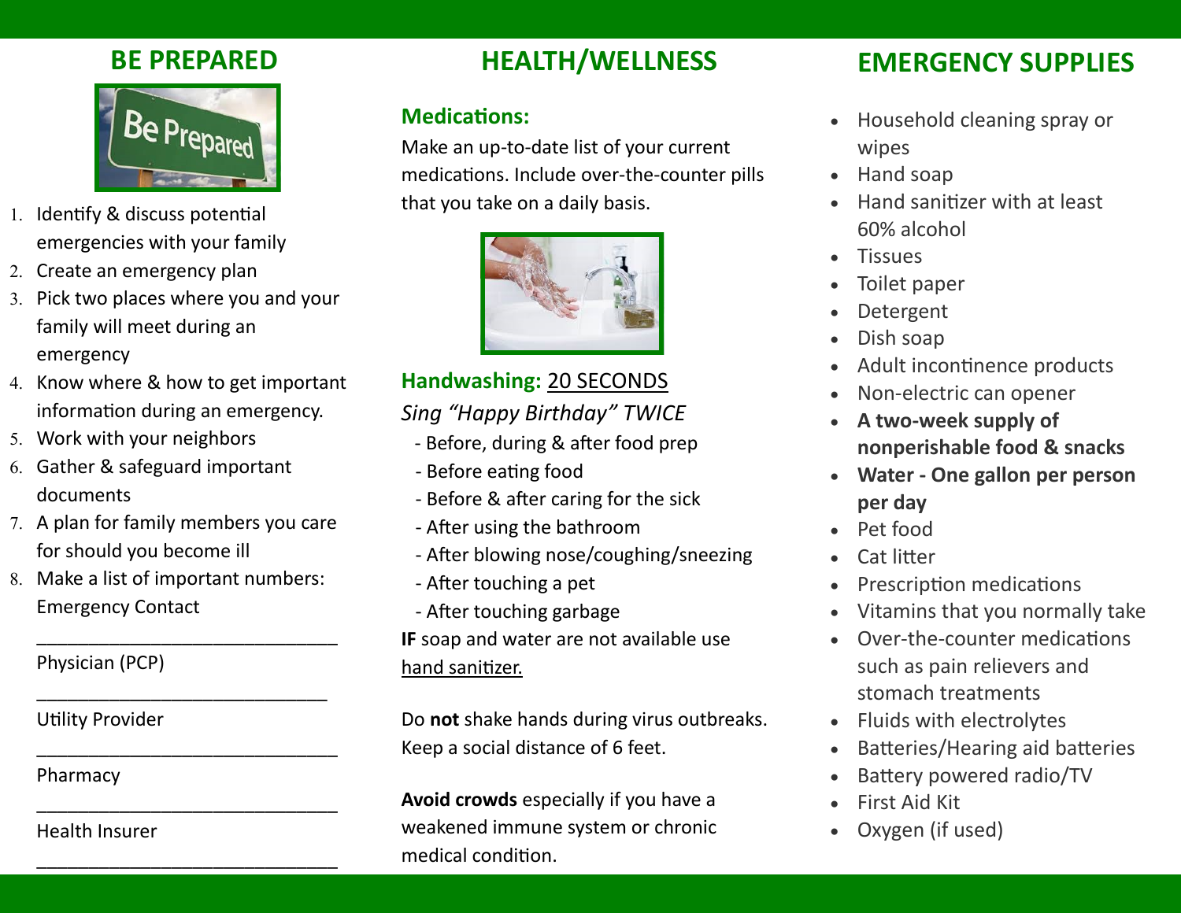## BE PREPARED

1. Identify & discuss potential emergencies with your family
2. Create an emergency plan
3. Pick two places where you and your family will meet during an emergency
4. Know where & how to get important information during an emergency.
5. Work with your neighbors
6. Gather & safeguard important documents
7. A plan for family members you care for should you become ill
8. Make a list of important numbers:

Emergency Contact

______________________________

Physician (PCP)

______________________________

Utility Provider

______________________________

Pharmacy

______________________________

Health Insurer

______________________________

## HEALTH/WELLNESS

### Medications:

Make an up-to-date list of your current medications. Include over-the-counter pills that you take on a daily basis.

### Handwashing: 20 SECONDS

*Sing "Happy Birthday" TWICE*

- Before, during & after food prep
- Before eating food
- Before & after caring for the sick
- After using the bathroom
- After blowing nose/coughing/sneezing
- After touching a pet
- After touching garbage

**IF** soap and water are not available use hand sanitizer.

Do **not** shake hands during virus outbreaks. Keep a social distance of 6 feet.

**Avoid crowds** especially if you have a weakened immune system or chronic medical condition.

## EMERGENCY SUPPLIES

- Household cleaning spray or wipes
- Hand soap
- Hand sanitizer with at least 60% alcohol
- Tissues
- Toilet paper
- Detergent
- Dish soap
- Adult incontinence products
- Non-electric can opener
- **A two-week supply of nonperishable food & snacks**
- **Water - One gallon per person per day**
- Pet food
- Cat litter
- Prescription medications
- Vitamins that you normally take
- Over-the-counter medications such as pain relievers and stomach treatments
- Fluids with electrolytes
- Batteries/Hearing aid batteries
- Battery powered radio/TV
- First Aid Kit
- Oxygen (if used)